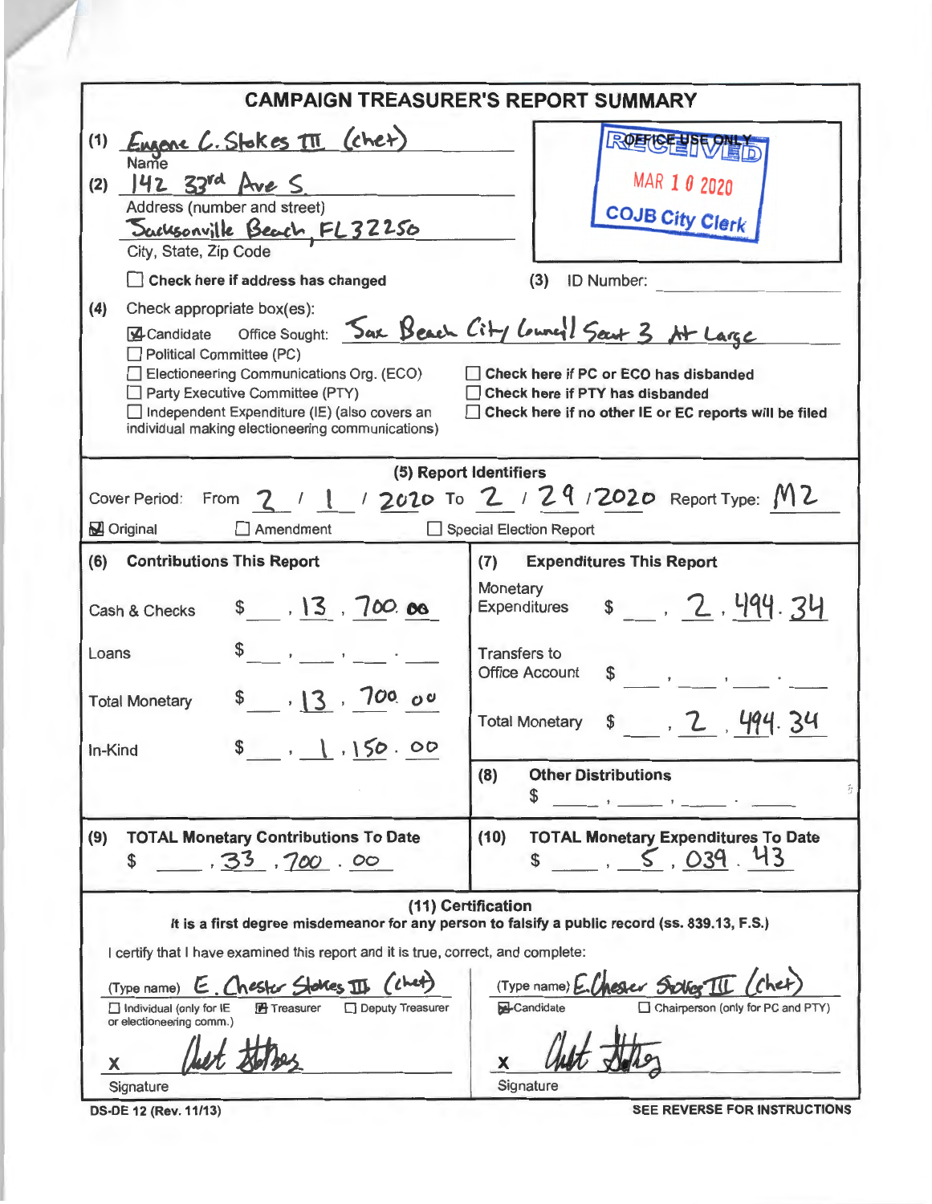# CAMPAIGN TREASURER'S REPORT SUMMARY

(1) Eugene C. Stokes III (chet)
Name

(2) 142 33rd Ave S
Address (number and street)

Jacksonville Beach, FL 32250
City, State, Zip Code

☐ Check here if address has changed

OFFICE USE ONLY
RECEIVED
MAR 10 2020
COJB City Clerk

(3) ID Number:

(4) Check appropriate box(es):

☑ Candidate Office Sought: Jax Beach City Council Seat 3 At Large
☐ Political Committee (PC)
☐ Electioneering Communications Org. (ECO)
☐ Party Executive Committee (PTY)
☐ Independent Expenditure (IE) (also covers an individual making electioneering communications)

☐ Check here if PC or ECO has disbanded
☐ Check here if PTY has disbanded
☐ Check here if no other IE or EC reports will be filed

## (5) Report Identifiers

Cover Period: From 2 / 1 / 2020 To 2 / 29 / 2020 Report Type: M2

☑ Original ☐ Amendment ☐ Special Election Report

| (6) Contributions This Report | | (7) Expenditures This Report | |
|---|---|---|---|
| Cash & Checks | $ 13,700.00 | Monetary Expenditures | $ 2,494.34 |
| Loans | $ | Transfers to Office Account | $ |
| Total Monetary | $ 13,700.00 | Total Monetary | $ 2,494.34 |
| In-Kind | $ 1,150.00 | **(8) Other Distributions** | $ |

| (9) TOTAL Monetary Contributions To Date | (10) TOTAL Monetary Expenditure To Date |
|---|---|
| $ 33,700.00 | $ 5,039.43 |

## (11) Certification

**It is a first degree misdemeanor for any person to falsify a public record (ss. 839.13, F.S.)**

I certify that I have examined this report and it is true, correct, and complete:

(Type name) E. Chester Stokes III (chet)
☐ Individual (only for IE or electioneering comm.) ☑ Treasurer ☐ Deputy Treasurer

X Chet Stokes
Signature

(Type name) E. Chester Stokes III (chet)
☑ Candidate ☐ Chairperson (only for PC and PTY)

X Chet Stokes
Signature

DS-DE 12 (Rev. 11/13) SEE REVERSE FOR INSTRUCTIONS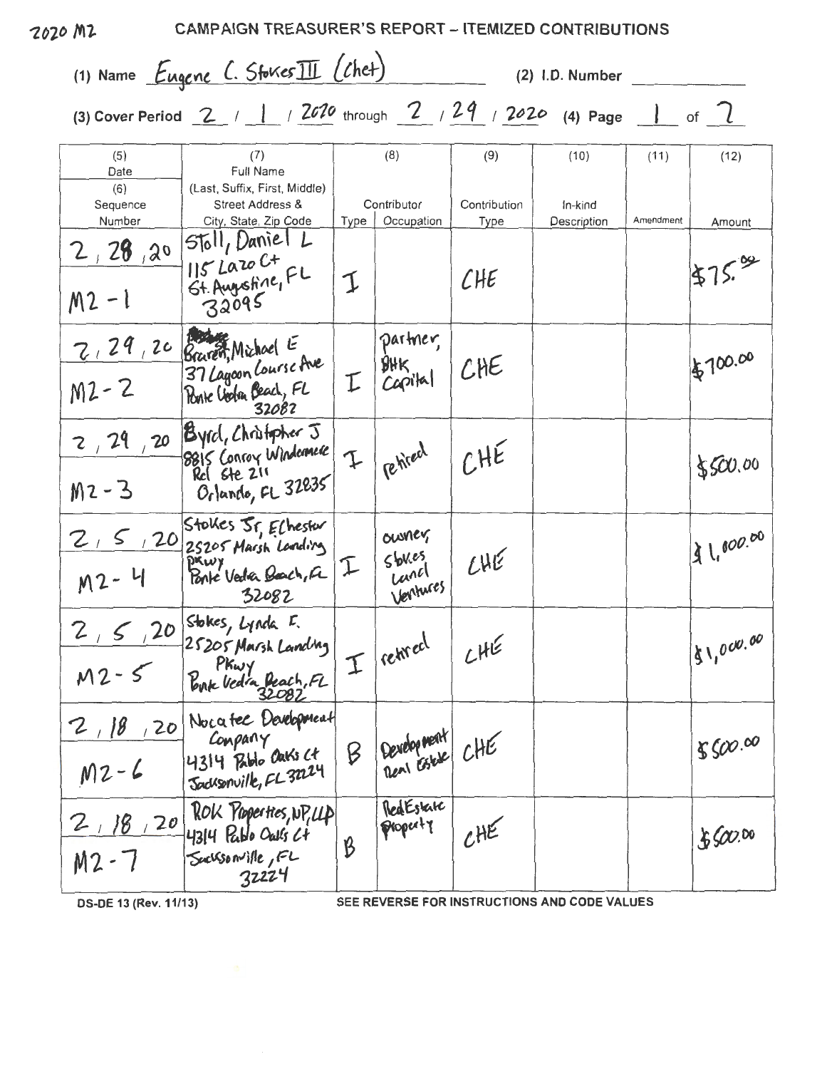2020 M2

# CAMPAIGN TREASURER'S REPORT – ITEMIZED CONTRIBUTIONS

(1) Name Eugene C. Stokes III (Chet) (2) I.D. Number

(3) Cover Period 2 / 1 / 2020 through 2 / 29 / 2020 (4) Page 1 of 7

| (5) Date (6) Sequence Number | (7) Full Name (Last, Suffix, First, Middle) Street Address & City, State, Zip Code | (8) Contributor Type | Occupation | (9) Contribution Type | (10) In-kind Description | (11) Amendment | (12) Amount |
|---|---|---|---|---|---|---|---|
| 2, 28, 20 M2-1 | Stoll, Daniel L 115 Lazo Ct St. Augustine, FL 32095 | I | | CHE | | | $75.00 |
| 2, 29, 20 M2-2 | Braren, Michael E 37 Lagoon Course Ave Ponte Vedra Beach, FL 32082 | I | partner, BHK Capital | CHE | | | $700.00 |
| 2, 29, 20 M2-3 | Byrd, Christopher J 8815 Conroy Windermere Rd Ste 211 Orlando, FL 32835 | I | retired | CHE | | | $500.00 |
| 2, 5, 20 M2-4 | Stokes Jr, Elchester 25205 Marsh Landing Pkwy Ponte Vedra Beach, FL 32082 | I | owner, Stokes Land Ventures | CHE | | | $1,000.00 |
| 2, 5, 20 M2-5 | Stokes, Lynda F. 25205 Marsh Landing Pkwy Ponte Vedra Beach, FL 32082 | I | retired | CHE | | | $1,000.00 |
| 2, 18, 20 M2-6 | Nocatee Development Company 4314 Pablo Oaks Ct Jacksonville, FL 32224 | B | Development Real Estate | CHE | | | $500.00 |
| 2, 18, 20 M2-7 | ROK Properties, NP, LLP 4314 Pablo Oaks Ct Jacksonville, FL 32224 | B | Real Estate Property | CHE | | | $500.00 |

DS-DE 13 (Rev. 11/13) SEE REVERSE FOR INSTRUCTIONS AND CODE VALUES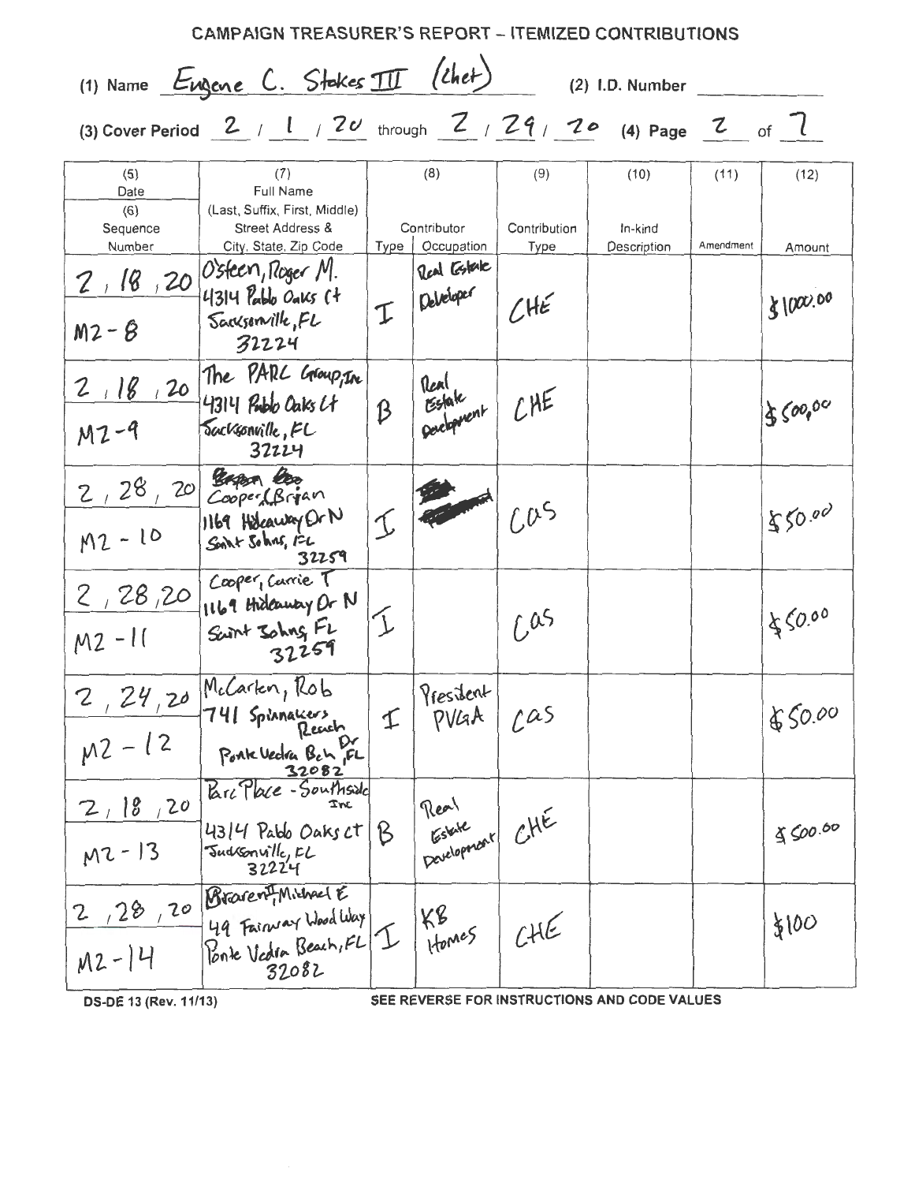# CAMPAIGN TREASURER'S REPORT – ITEMIZED CONTRIBUTIONS

(1) Name Eugene C. Stokes III (Chet) (2) I.D. Number

(3) Cover Period 2 / 1 / 20 through 2 / 29 / 20 (4) Page 2 of 7

| (5) Date (6) Sequence Number | (7) Full Name (Last, Suffix, First, Middle) Street Address & City, State, Zip Code | (8) Contributor Type | Occupation | (9) Contribution Type | (10) In-kind Description | (11) Amendment | (12) Amount |
|---|---|---|---|---|---|---|---|
| 2 / 18 / 20 M2-8 | O'Steen, Roger M. 4314 Pablo Oaks Ct Jacksonville, FL 32224 | I | Real Estate Developer | CHE | | | $1000.00 |
| 2 / 18 / 20 M2-9 | The PARC Group, Inc 4314 Pablo Oaks Ct Jacksonville, FL 32224 | B | Real Estate Development | CHE | | | $500.00 |
| 2 / 28 / 20 M2-10 | Cooper, Brian 1169 Hideaway Dr N Saint Johns, FL 32259 | I | | CAS | | | $50.00 |
| 2 / 28 / 20 M2-11 | Cooper, Carrie T 1169 Hideaway Dr N Saint Johns, FL 32259 | I | | CAS | | | $50.00 |
| 2 / 24 / 20 M2-12 | McCarten, Rob 741 Spinnakers Reach Dr Ponte Vedra Bch, FL 32082 | I | President PVGA | CAS | | | $50.00 |
| 2 / 18 / 20 M2-13 | Parc Place - Southside Inc 4314 Pablo Oaks Ct Jacksonville, FL 32224 | B | Real Estate Development | CHE | | | $500.00 |
| 2 / 28 / 20 M2-14 | Braren II, Michael E 49 Fairway Wood Way Ponte Vedra Beach, FL 32082 | I | KB Homes | CHE | | | $100 |

DS-DE 13 (Rev. 11/13) SEE REVERSE FOR INSTRUCTIONS AND CODE VALUES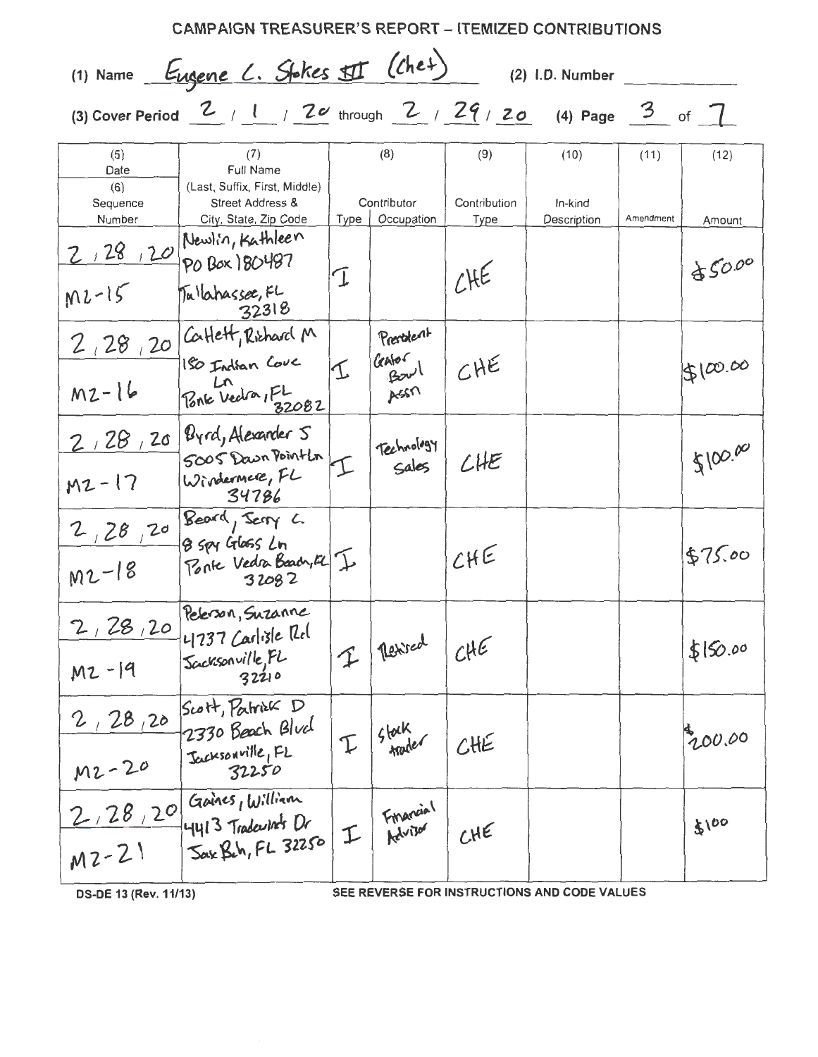# CAMPAIGN TREASURER'S REPORT – ITEMIZED CONTRIBUTIONS

(1) Name Eugene C. Stokes III (Chet) (2) I.D. Number

(3) Cover Period 2 / 1 / 20 through 2 / 29 / 20 (4) Page 3 of 7

| (5) Date (6) Sequence Number | (7) Full Name (Last, Suffix, First, Middle) Street Address & City, State, Zip Code | (8) Contributor Type | Occupation | (9) Contribution Type | (10) In-kind Description | (11) Amendment | (12) Amount |
|---|---|---|---|---|---|---|---|
| 2 / 28 / 20 M2-15 | Newlin, Kathleen PO Box 180487 Tallahassee, FL 32318 | I | | CHE | | | $50.00 |
| 2 / 28 / 20 M2-16 | Catlett, Richard M 150 Indian Cove Ln Ponte Vedra, FL 32082 | I | President Gator Bowl Assn | CHE | | | $100.00 |
| 2 / 28 / 20 M2-17 | Byrd, Alexander S 5005 Dawn Point Ln Windermere, FL 34786 | I | Technology Sales | CHE | | | $100.00 |
| 2 / 28 / 20 M2-18 | Beard, Jerry C. 8 Spy Glass Ln Ponte Vedra Beach, FL 32082 | I | | CHE | | | $75.00 |
| 2 / 28 / 20 M2-19 | Peterson, Suzanne 4737 Carlisle Rd Jacksonville, FL 32210 | I | Retired | CHE | | | $150.00 |
| 2 / 28 / 20 M2-20 | Scott, Patrick D 2330 Beach Blvd Jacksonville, FL 32250 | I | Stock trader | CHE | | | $200.00 |
| 2 / 28 / 20 M2-21 | Gaines, William 4413 Tradewinds Dr Jax Bch, FL 32250 | I | Financial Advisor | CHE | | | $100 |

DS-DE 13 (Rev. 11/13) SEE REVERSE FOR INSTRUCTIONS AND CODE VALUES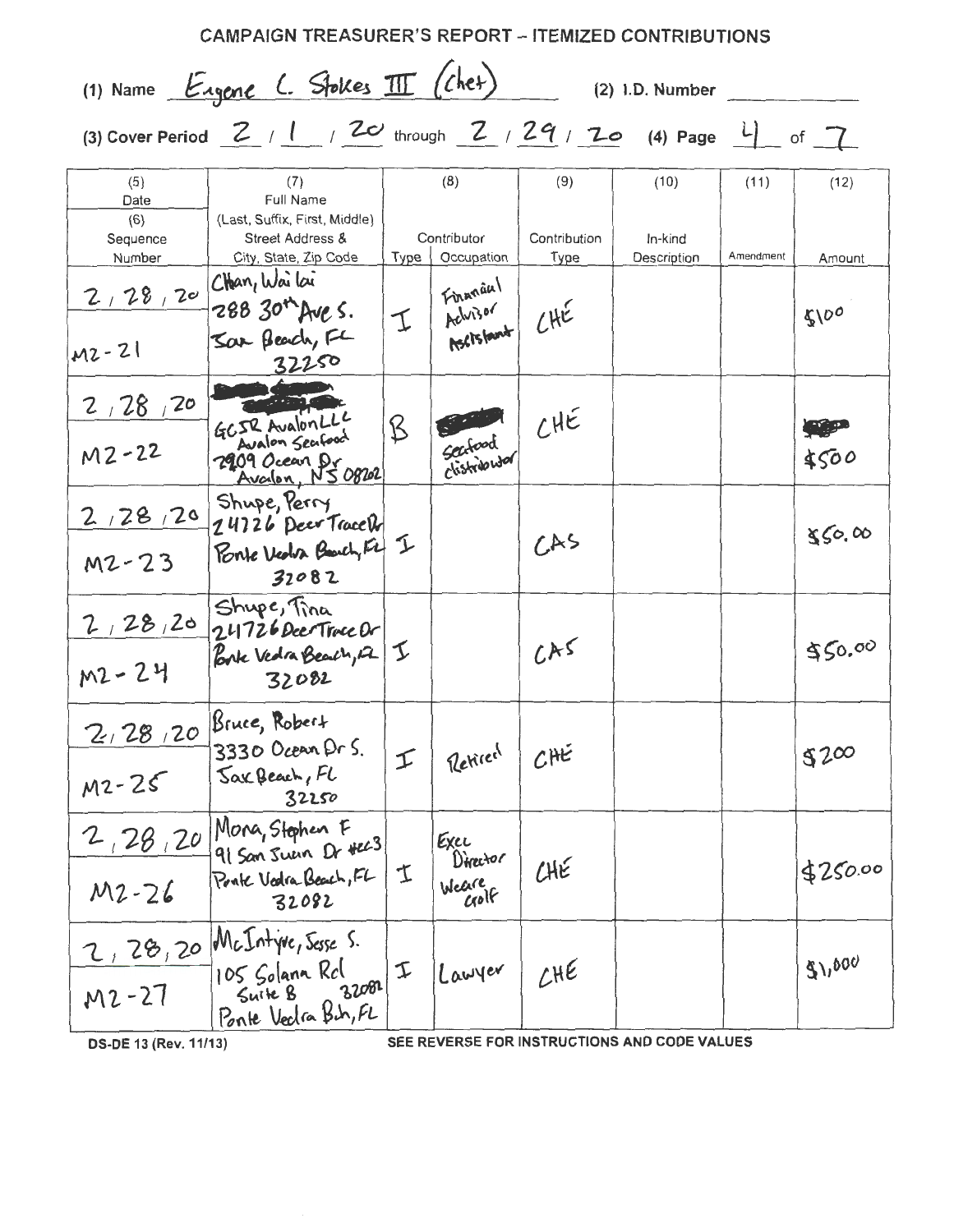# CAMPAIGN TREASURER'S REPORT – ITEMIZED CONTRIBUTIONS

(1) Name Eugene L. Stokes III (Chet) (2) I.D. Number ______

(3) Cover Period 2 / 1 / 20 through 2 / 29 / 20 (4) Page 4 of 7

| (5) Date (6) Sequence Number | (7) Full Name (Last, Suffix, First, Middle) Street Address & City, State, Zip Code | (8) Contributor Type | Contributor Occupation | (9) Contribution Type | (10) In-kind Description | (11) Amendment | (12) Amount |
|---|---|---|---|---|---|---|---|
| 2/28/20 M2-21 | Chan, Wai lai 288 30th Ave S. Jax Beach, FL 32250 | I | Financial Advisor Assistant | CHE | | | $100 |
| 2/28/20 M2-22 | [redacted] GCSR Avalon LLC Avalon Seafood 2909 Ocean Dr Avalon, NJ 08202 | B | [redacted] Seafood distributor | CHE | | | $500 |
| 2/28/20 M2-23 | Shupe, Perry 24726 Deer Trace Dr Ponte Vedra Beach, FL 32082 | I | | CAS | | | $50.00 |
| 2/28/20 M2-24 | Shupe, Tina 24726 Deer Trace Dr Ponte Vedra Beach, FL 32082 | I | | CAS | | | $50.00 |
| 2/28/20 M2-25 | Bruce, Robert 3330 Ocean Dr S. Jax Beach, FL 32250 | I | Retired | CHE | | | $200 |
| 2/28/20 M2-26 | Mona, Stephen F 91 San Juan Dr #2C3 Ponte Vedra Beach, FL 32082 | I | Exec Director Weare Golf | CHE | | | $250.00 |
| 2/28/20 M2-27 | McIntyre, Jesse S. 105 Solana Rd Suite B 32082 Ponte Vedra Bch, FL | I | Lawyer | CHE | | | $1,000 |

DS-DE 13 (Rev. 11/13) SEE REVERSE FOR INSTRUCTIONS AND CODE VALUES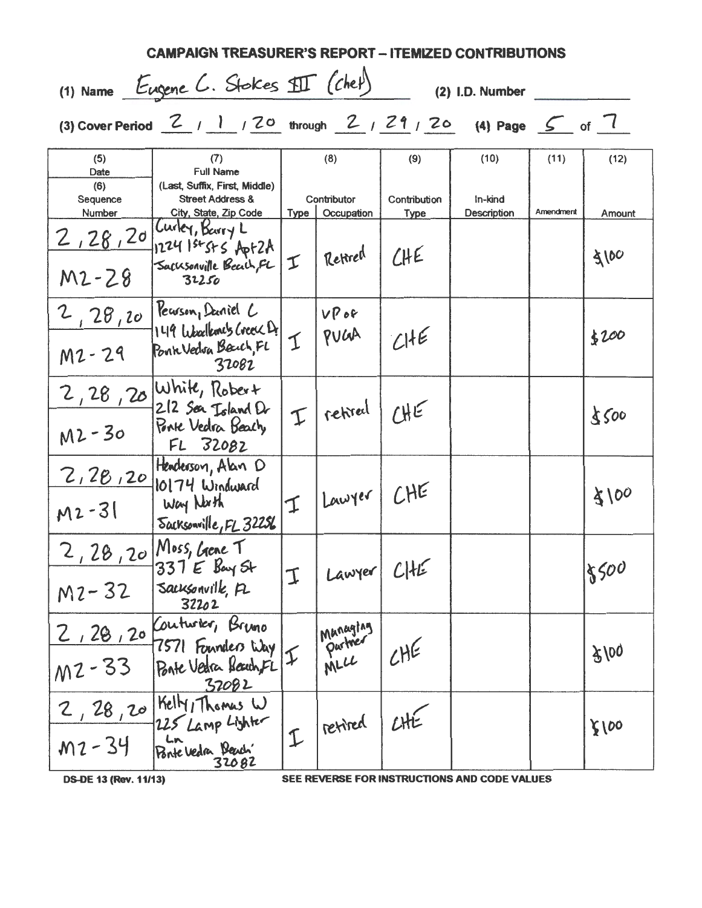## CAMPAIGN TREASURER'S REPORT – ITEMIZED CONTRIBUTIONS

(1) Name Eugene C. Stokes III (Chet) (2) I.D. Number

(3) Cover Period 2 / 1 / 20 through 2 / 29 / 20 (4) Page 5 of 7

| (5) Date / (6) Sequence Number | (7) Full Name (Last, Suffix, First, Middle) Street Address & City, State, Zip Code | (8) Contributor Type | (8) Contributor Occupation | (9) Contribution Type | (10) In-kind Description | (11) Amendment | (12) Amount |
|---|---|---|---|---|---|---|---|
| 2, 28, 20 / M2-28 | Curley, Barry L 1224 1st St S Apt 2A Jacksonville Beach, FL 32250 | I | Retired | CHE | | | $100 |
| 2, 28, 20 / M2-29 | Pearson, Daniel C 149 Woodlands Creek Dr Ponte Vedra Beach, FL 32082 | I | VP of PVGA | CHE | | | $200 |
| 2, 28, 20 / M2-30 | White, Robert 212 Sea Island Dr Ponte Vedra Beach, FL 32082 | I | retired | CHE | | | $500 |
| 2, 28, 20 / M2-31 | Henderson, Alan D 10174 Windward Way North Jacksonville, FL 32256 | I | Lawyer | CHE | | | $100 |
| 2, 28, 20 / M2-32 | Moss, Gene T 337 E Bay St Jacksonville, FL 32202 | I | Lawyer | CHE | | | $500 |
| 2, 28, 20 / M2-33 | Couturier, Bruno 7571 Founders Way Ponte Vedra Beach, FL 32082 | I | Managing partner MLLC | CHE | | | $100 |
| 2, 28, 20 / M2-34 | Kelly, Thomas W 225 Lamp Lighter Ln Ponte Vedra Beach 32082 | I | retired | CHE | | | $100 |

DS-DE 13 (Rev. 11/13) SEE REVERSE FOR INSTRUCTIONS AND CODE VALUES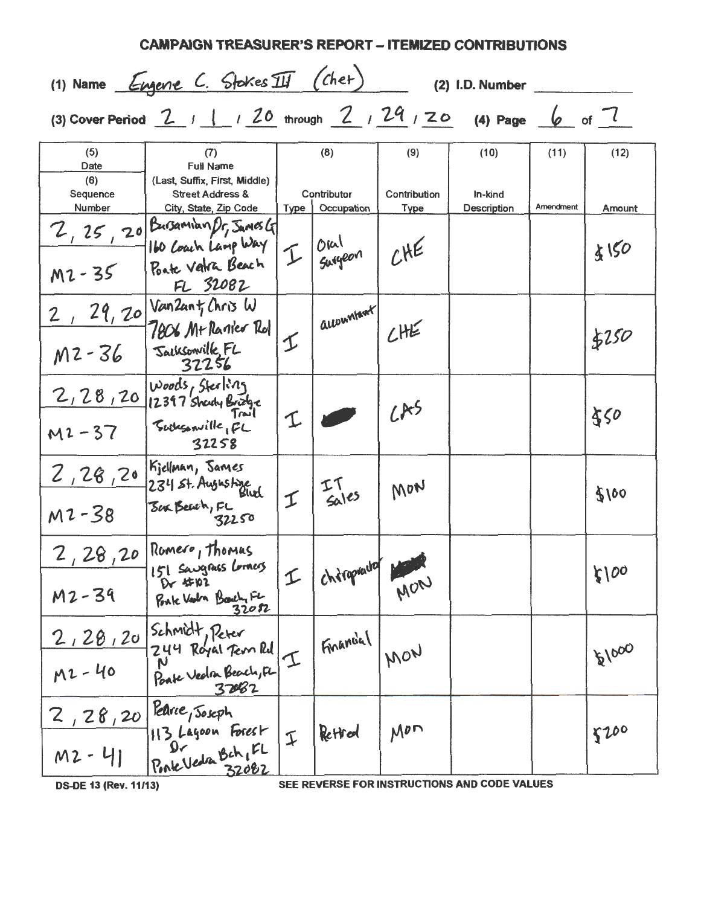# CAMPAIGN TREASURER'S REPORT – ITEMIZED CONTRIBUTIONS

(1) Name Eugene C. Stokes III (Chet)  (2) I.D. Number ______

(3) Cover Period 2 / 1 / 20 through 2 / 29 / 20  (4) Page 6 of 7

| (5) Date / (6) Sequence Number | (7) Full Name (Last, Suffix, First, Middle) Street Address & City, State, Zip Code | (8) Contributor Type | (8) Contributor Occupation | (9) Contribution Type | (10) In-kind Description | (11) Amendment | (12) Amount |
|---|---|---|---|---|---|---|---|
| 2, 25, 20 / M2-35 | Barsamian Dr, James G 160 Coach Lamp Way Ponte Vedra Beach FL 32082 | I | Oral Surgeon | CHE | | | $150 |
| 2, 29, 20 / M2-36 | VanZant, Chris W 7806 Mt Ranier Rd Jacksonville, FL 32256 | I | accountant | CHE | | | $250 |
| 2, 28, 20 / M2-37 | Woods, Sterling 12397 Shady Bridge Trail Jacksonville, FL 32258 | I | [redacted] | CAS | | | $50 |
| 2, 28, 20 / M2-38 | Kjellman, James 234 St. Augustine Blvd Jax Beach, FL 32250 | I | IT Sales | MON | | | $100 |
| 2, 28, 20 / M2-39 | Romero, Thomas 151 Sawgrass Corners Dr #102 Ponte Vedra Beach, FL 32082 | I | chiropractor | MON | | | $100 |
| 2, 28, 20 / M2-40 | Schmidt, Peter 244 Royal Tern Rd N Ponte Vedra Beach, FL 32082 | I | Financial | MON | | | $1000 |
| 2, 28, 20 / M2-41 | Pearce, Joseph 113 Lagoon Forest Dr Ponte Vedra Bch, FL 32082 | I | Retired | Mon | | | $200 |

DS-DE 13 (Rev. 11/13)  SEE REVERSE FOR INSTRUCTIONS AND CODE VALUES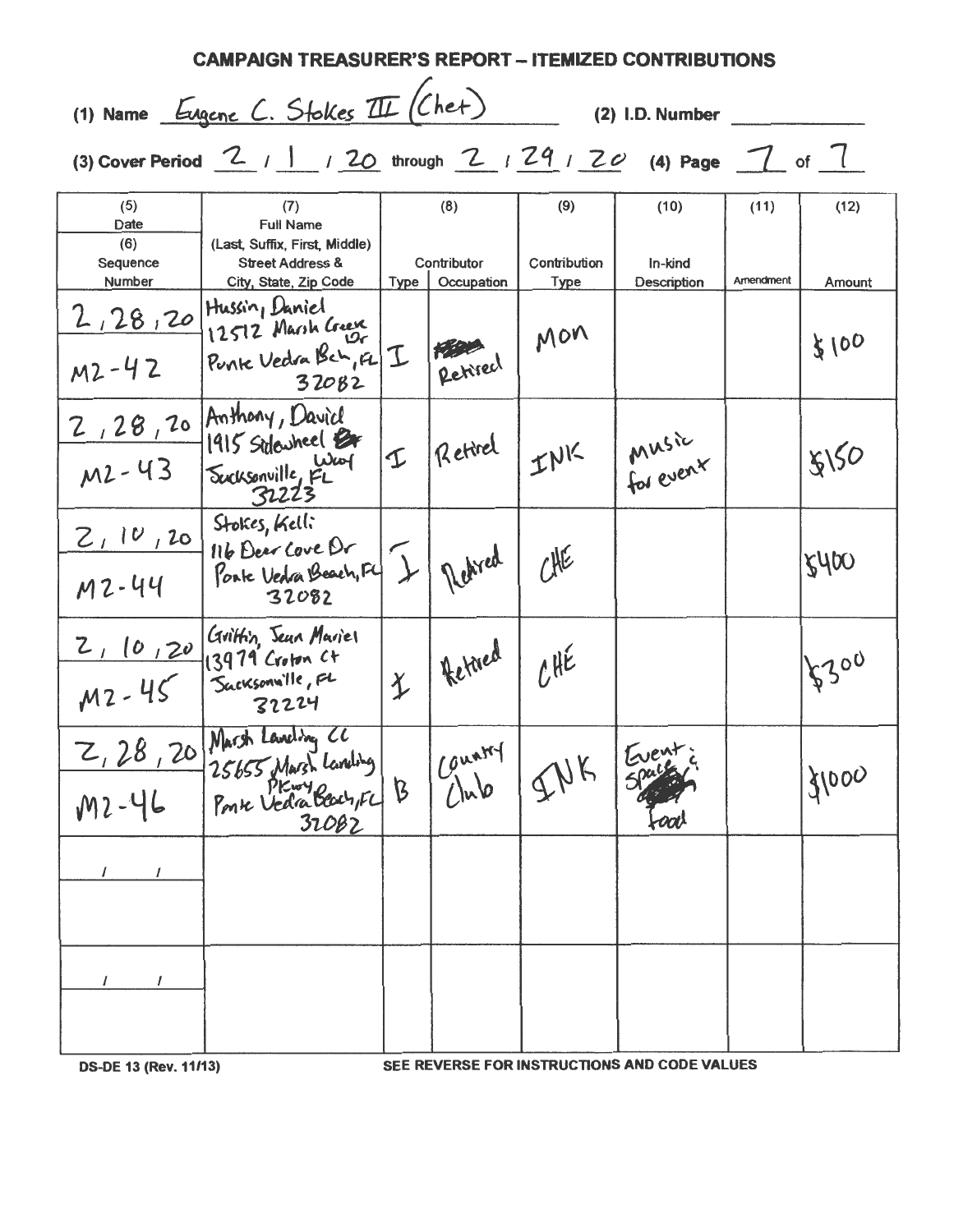# CAMPAIGN TREASURER'S REPORT – ITEMIZED CONTRIBUTIONS

(1) Name Eugene C. Stokes III (Chet) (2) I.D. Number ______

(3) Cover Period 2 / 1 / 20 through 2 / 29 / 20 (4) Page 7 of 7

| (5) Date (6) Sequence Number | (7) Full Name (Last, Suffix, First, Middle) Street Address & City, State, Zip Code | (8) Contributor Type | Contributor Occupation | (9) Contribution Type | (10) In-kind Description | (11) Amendment | (12) Amount |
|---|---|---|---|---|---|---|---|
| 2/28/20 M2-42 | Hussin, Daniel 12512 Marsh Creek Dr Ponte Vedra Bch, FL 32082 | I | Retired | MON | | | $100 |
| 2/28/20 M2-43 | Anthony, David 1915 Sidewheel Way Jacksonville, FL 32223 | I | Retired | INK | Music for event | | $150 |
| 2/10/20 M2-44 | Stokes, Kelli 116 Deer Cove Dr Ponte Vedra Beach, FL 32082 | I | Retired | CHE | | | $400 |
| 2/10/20 M2-45 | Griffin, Jean Mariel 13979 Croton Ct Jacksonville, FL 32224 | I | Retired | CHE | | | $300 |
| 2/28/20 M2-46 | Marsh Landing CC 25655 Marsh Landing Pkwy Ponte Vedra Beach, FL 32082 | B | Country Club | INK | Event space & food | | $1000 |
| / / | | | | | | | |
| / / | | | | | | | |

DS-DE 13 (Rev. 11/13) SEE REVERSE FOR INSTRUCTIONS AND CODE VALUES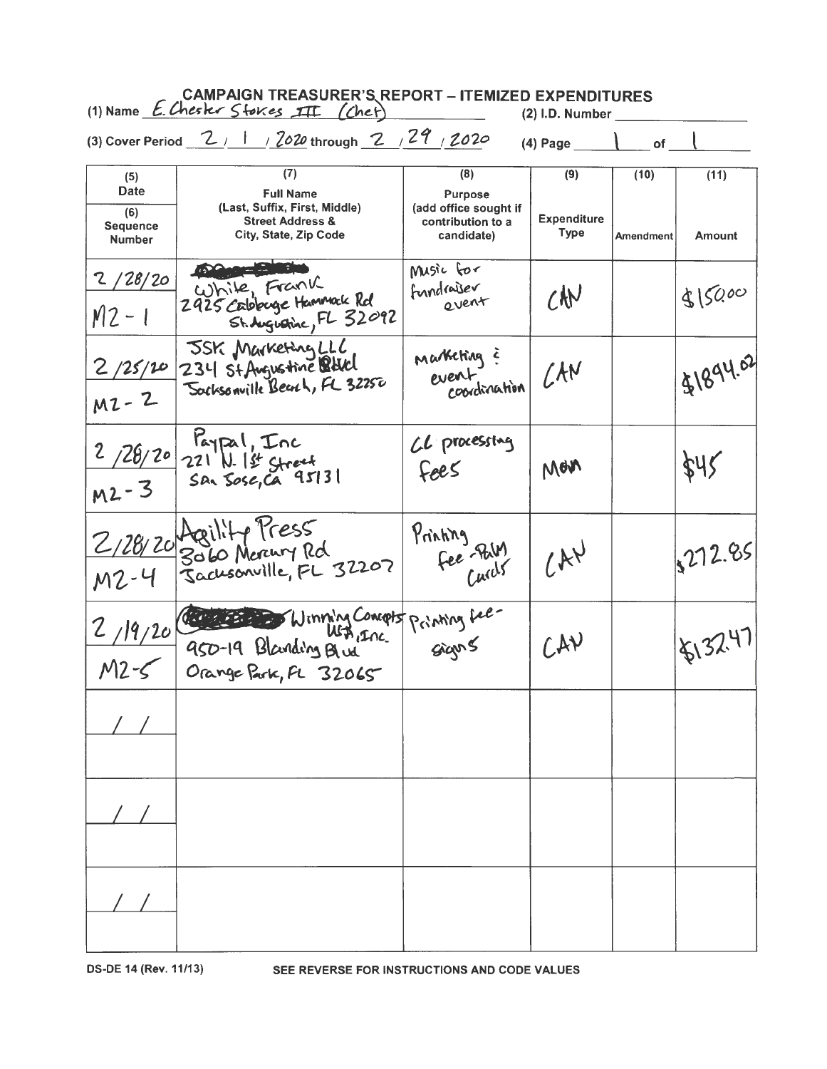# CAMPAIGN TREASURER'S REPORT – ITEMIZED EXPENDITURES

(1) Name E. Chester Stokes III (Chet) (2) I.D. Number ______

(3) Cover Period 2 / 1 / 2020 through 2 / 29 / 2020 (4) Page 1 of 1

| (5) Date / (6) Sequence Number | (7) Full Name (Last, Suffix, First, Middle) Street Address & City, State, Zip Code | (8) Purpose (add office sought if contribution to a candidate) | (9) Expenditure Type | (10) Amendment | (11) Amount |
|---|---|---|---|---|---|
| 2/28/20 M2-1 | White, Frank 2925 Cabbage Hammock Rd St. Augustine, FL 32092 | Music for fundraiser event | CAN | | $150.00 |
| 2/25/20 M2-2 | JSK Marketing LLC 234 St Augustine Blvd Jacksonville Beach, FL 32250 | Marketing & event coordination | CAN | | $1894.02 |
| 2/28/20 M2-3 | Paypal, Inc 221 N. 1st Street San Jose, CA 95131 | CC processing fees | MON | | $45 |
| 2/28/20 M2-4 | Agility Press 3060 Mercury Rd Jacksonville, FL 32207 | Printing fee - Palm Cards | CAN | | $272.85 |
| 2/19/20 M2-5 | Winning Concepts USA, Inc. 950-19 Blanding Blvd Orange Park, FL 32065 | Printing fee - signs | CAN | | $132.47 |
| / / | | | | | |
| / / | | | | | |
| / / | | | | | |

DS-DE 14 (Rev. 11/13) SEE REVERSE FOR INSTRUCTIONS AND CODE VALUES